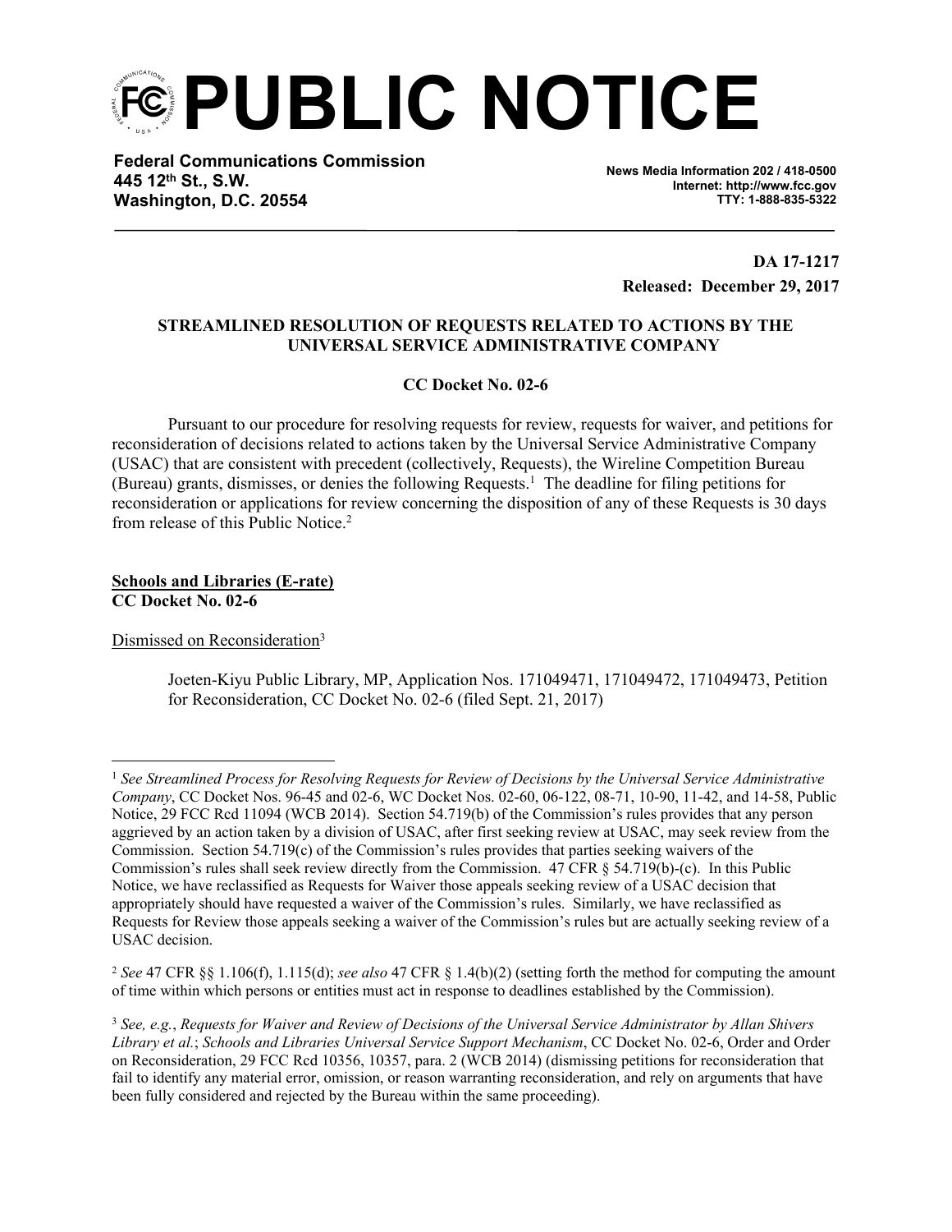# PUBLIC NOTICE

**Federal Communications Commission**
**445 12th St., S.W.**
**Washington, D.C. 20554**

**News Media Information 202 / 418-0500**
**Internet: http://www.fcc.gov**
**TTY: 1-888-835-5322**

**DA 17-1217**
**Released: December 29, 2017**

**STREAMLINED RESOLUTION OF REQUESTS RELATED TO ACTIONS BY THE UNIVERSAL SERVICE ADMINISTRATIVE COMPANY**

**CC Docket No. 02-6**

Pursuant to our procedure for resolving requests for review, requests for waiver, and petitions for reconsideration of decisions related to actions taken by the Universal Service Administrative Company (USAC) that are consistent with precedent (collectively, Requests), the Wireline Competition Bureau (Bureau) grants, dismisses, or denies the following Requests.[1] The deadline for filing petitions for reconsideration or applications for review concerning the disposition of any of these Requests is 30 days from release of this Public Notice.[2]

**Schools and Libraries (E-rate)**
**CC Docket No. 02-6**

Dismissed on Reconsideration[3]

> Joeten-Kiyu Public Library, MP, Application Nos. 171049471, 171049472, 171049473, Petition for Reconsideration, CC Docket No. 02-6 (filed Sept. 21, 2017)

---

[1] *See Streamlined Process for Resolving Requests for Review of Decisions by the Universal Service Administrative Company*, CC Docket Nos. 96-45 and 02-6, WC Docket Nos. 02-60, 06-122, 08-71, 10-90, 11-42, and 14-58, Public Notice, 29 FCC Rcd 11094 (WCB 2014). Section 54.719(b) of the Commission's rules provides that any person aggrieved by an action taken by a division of USAC, after first seeking review at USAC, may seek review from the Commission. Section 54.719(c) of the Commission's rules provides that parties seeking waivers of the Commission's rules shall seek review directly from the Commission. 47 CFR § 54.719(b)-(c). In this Public Notice, we have reclassified as Requests for Waiver those appeals seeking review of a USAC decision that appropriately should have requested a waiver of the Commission's rules. Similarly, we have reclassified as Requests for Review those appeals seeking a waiver of the Commission's rules but are actually seeking review of a USAC decision.

[2] *See* 47 CFR §§ 1.106(f), 1.115(d); *see also* 47 CFR § 1.4(b)(2) (setting forth the method for computing the amount of time within which persons or entities must act in response to deadlines established by the Commission).

[3] *See, e.g.*, *Requests for Waiver and Review of Decisions of the Universal Service Administrator by Allan Shivers Library et al.*; *Schools and Libraries Universal Service Support Mechanism*, CC Docket No. 02-6, Order and Order on Reconsideration, 29 FCC Rcd 10356, 10357, para. 2 (WCB 2014) (dismissing petitions for reconsideration that fail to identify any material error, omission, or reason warranting reconsideration, and rely on arguments that have been fully considered and rejected by the Bureau within the same proceeding).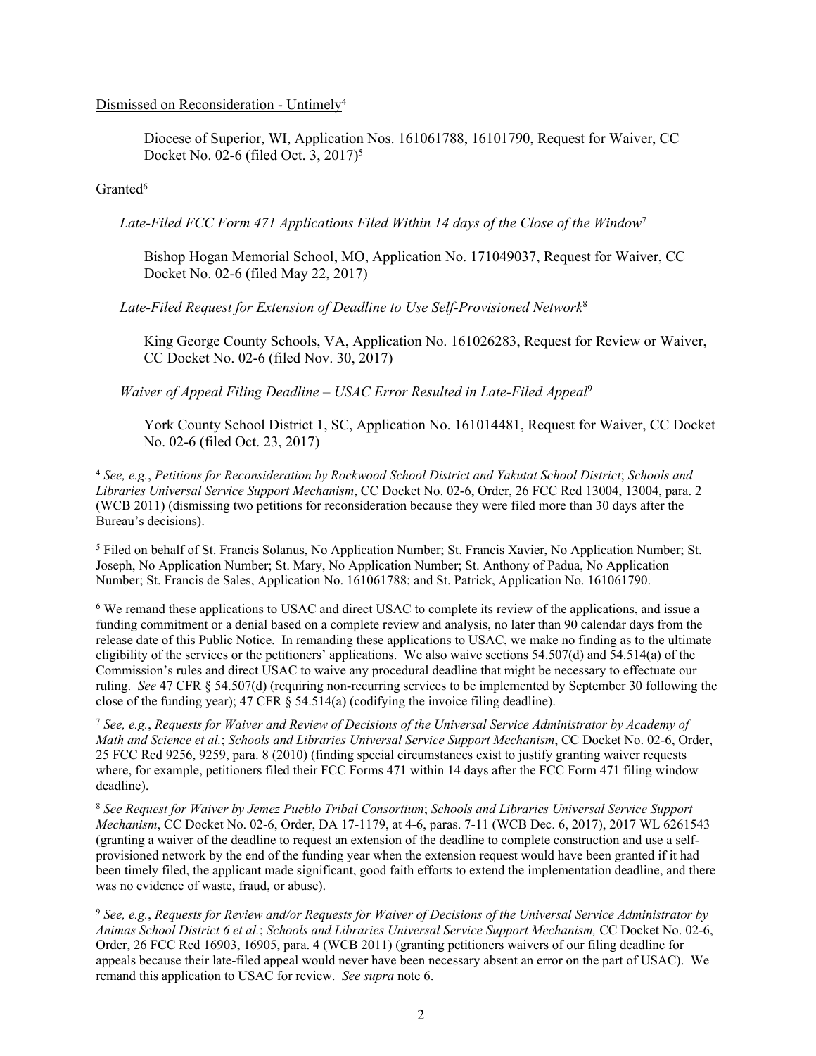Dismissed on Reconsideration - Untimely[4]

Diocese of Superior, WI, Application Nos. 161061788, 16101790, Request for Waiver, CC Docket No. 02-6 (filed Oct. 3, 2017)[5]

Granted[6]

*Late-Filed FCC Form 471 Applications Filed Within 14 days of the Close of the Window*[7]

Bishop Hogan Memorial School, MO, Application No. 171049037, Request for Waiver, CC Docket No. 02-6 (filed May 22, 2017)

*Late-Filed Request for Extension of Deadline to Use Self-Provisioned Network*[8]

King George County Schools, VA, Application No. 161026283, Request for Review or Waiver, CC Docket No. 02-6 (filed Nov. 30, 2017)

*Waiver of Appeal Filing Deadline – USAC Error Resulted in Late-Filed Appeal*[9]

York County School District 1, SC, Application No. 161014481, Request for Waiver, CC Docket No. 02-6 (filed Oct. 23, 2017)

---

[4] *See, e.g.*, *Petitions for Reconsideration by Rockwood School District and Yakutat School District*; *Schools and Libraries Universal Service Support Mechanism*, CC Docket No. 02-6, Order, 26 FCC Rcd 13004, 13004, para. 2 (WCB 2011) (dismissing two petitions for reconsideration because they were filed more than 30 days after the Bureau's decisions).

[5] Filed on behalf of St. Francis Solanus, No Application Number; St. Francis Xavier, No Application Number; St. Joseph, No Application Number; St. Mary, No Application Number; St. Anthony of Padua, No Application Number; St. Francis de Sales, Application No. 161061788; and St. Patrick, Application No. 161061790.

[6] We remand these applications to USAC and direct USAC to complete its review of the applications, and issue a funding commitment or a denial based on a complete review and analysis, no later than 90 calendar days from the release date of this Public Notice. In remanding these applications to USAC, we make no finding as to the ultimate eligibility of the services or the petitioners' applications. We also waive sections 54.507(d) and 54.514(a) of the Commission's rules and direct USAC to waive any procedural deadline that might be necessary to effectuate our ruling. *See* 47 CFR § 54.507(d) (requiring non-recurring services to be implemented by September 30 following the close of the funding year); 47 CFR § 54.514(a) (codifying the invoice filing deadline).

[7] *See, e.g.*, *Requests for Waiver and Review of Decisions of the Universal Service Administrator by Academy of Math and Science et al.*; *Schools and Libraries Universal Service Support Mechanism*, CC Docket No. 02-6, Order, 25 FCC Rcd 9256, 9259, para. 8 (2010) (finding special circumstances exist to justify granting waiver requests where, for example, petitioners filed their FCC Forms 471 within 14 days after the FCC Form 471 filing window deadline).

[8] *See Request for Waiver by Jemez Pueblo Tribal Consortium*; *Schools and Libraries Universal Service Support Mechanism*, CC Docket No. 02-6, Order, DA 17-1179, at 4-6, paras. 7-11 (WCB Dec. 6, 2017), 2017 WL 6261543 (granting a waiver of the deadline to request an extension of the deadline to complete construction and use a self-provisioned network by the end of the funding year when the extension request would have been granted if it had been timely filed, the applicant made significant, good faith efforts to extend the implementation deadline, and there was no evidence of waste, fraud, or abuse).

[9] *See, e.g.*, *Requests for Review and/or Requests for Waiver of Decisions of the Universal Service Administrator by Animas School District 6 et al.*; *Schools and Libraries Universal Service Support Mechanism,* CC Docket No. 02-6, Order, 26 FCC Rcd 16903, 16905, para. 4 (WCB 2011) (granting petitioners waivers of our filing deadline for appeals because their late-filed appeal would never have been necessary absent an error on the part of USAC). We remand this application to USAC for review. *See supra* note 6.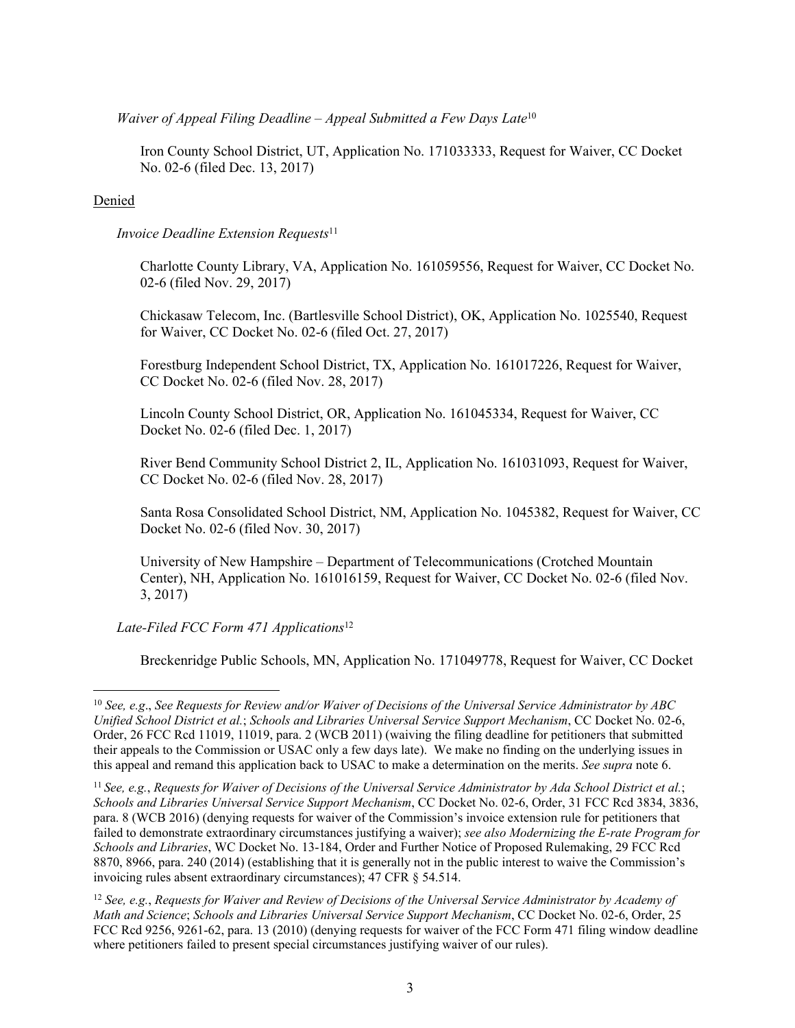*Waiver of Appeal Filing Deadline – Appeal Submitted a Few Days Late*[10]

Iron County School District, UT, Application No. 171033333, Request for Waiver, CC Docket No. 02-6 (filed Dec. 13, 2017)

Denied

*Invoice Deadline Extension Requests*[11]

Charlotte County Library, VA, Application No. 161059556, Request for Waiver, CC Docket No. 02-6 (filed Nov. 29, 2017)

Chickasaw Telecom, Inc. (Bartlesville School District), OK, Application No. 1025540, Request for Waiver, CC Docket No. 02-6 (filed Oct. 27, 2017)

Forestburg Independent School District, TX, Application No. 161017226, Request for Waiver, CC Docket No. 02-6 (filed Nov. 28, 2017)

Lincoln County School District, OR, Application No. 161045334, Request for Waiver, CC Docket No. 02-6 (filed Dec. 1, 2017)

River Bend Community School District 2, IL, Application No. 161031093, Request for Waiver, CC Docket No. 02-6 (filed Nov. 28, 2017)

Santa Rosa Consolidated School District, NM, Application No. 1045382, Request for Waiver, CC Docket No. 02-6 (filed Nov. 30, 2017)

University of New Hampshire – Department of Telecommunications (Crotched Mountain Center), NH, Application No. 161016159, Request for Waiver, CC Docket No. 02-6 (filed Nov. 3, 2017)

*Late-Filed FCC Form 471 Applications*[12]

Breckenridge Public Schools, MN, Application No. 171049778, Request for Waiver, CC Docket

---

[10] *See, e.g.*, *See Requests for Review and/or Waiver of Decisions of the Universal Service Administrator by ABC Unified School District et al.*; *Schools and Libraries Universal Service Support Mechanism*, CC Docket No. 02-6, Order, 26 FCC Rcd 11019, 11019, para. 2 (WCB 2011) (waiving the filing deadline for petitioners that submitted their appeals to the Commission or USAC only a few days late). We make no finding on the underlying issues in this appeal and remand this application back to USAC to make a determination on the merits. *See supra* note 6.

[11] *See, e.g.*, *Requests for Waiver of Decisions of the Universal Service Administrator by Ada School District et al.*; *Schools and Libraries Universal Service Support Mechanism*, CC Docket No. 02-6, Order, 31 FCC Rcd 3834, 3836, para. 8 (WCB 2016) (denying requests for waiver of the Commission's invoice extension rule for petitioners that failed to demonstrate extraordinary circumstances justifying a waiver); *see also Modernizing the E-rate Program for Schools and Libraries*, WC Docket No. 13-184, Order and Further Notice of Proposed Rulemaking, 29 FCC Rcd 8870, 8966, para. 240 (2014) (establishing that it is generally not in the public interest to waive the Commission's invoicing rules absent extraordinary circumstances); 47 CFR § 54.514.

[12] *See, e.g.*, *Requests for Waiver and Review of Decisions of the Universal Service Administrator by Academy of Math and Science*; *Schools and Libraries Universal Service Support Mechanism*, CC Docket No. 02-6, Order, 25 FCC Rcd 9256, 9261-62, para. 13 (2010) (denying requests for waiver of the FCC Form 471 filing window deadline where petitioners failed to present special circumstances justifying waiver of our rules).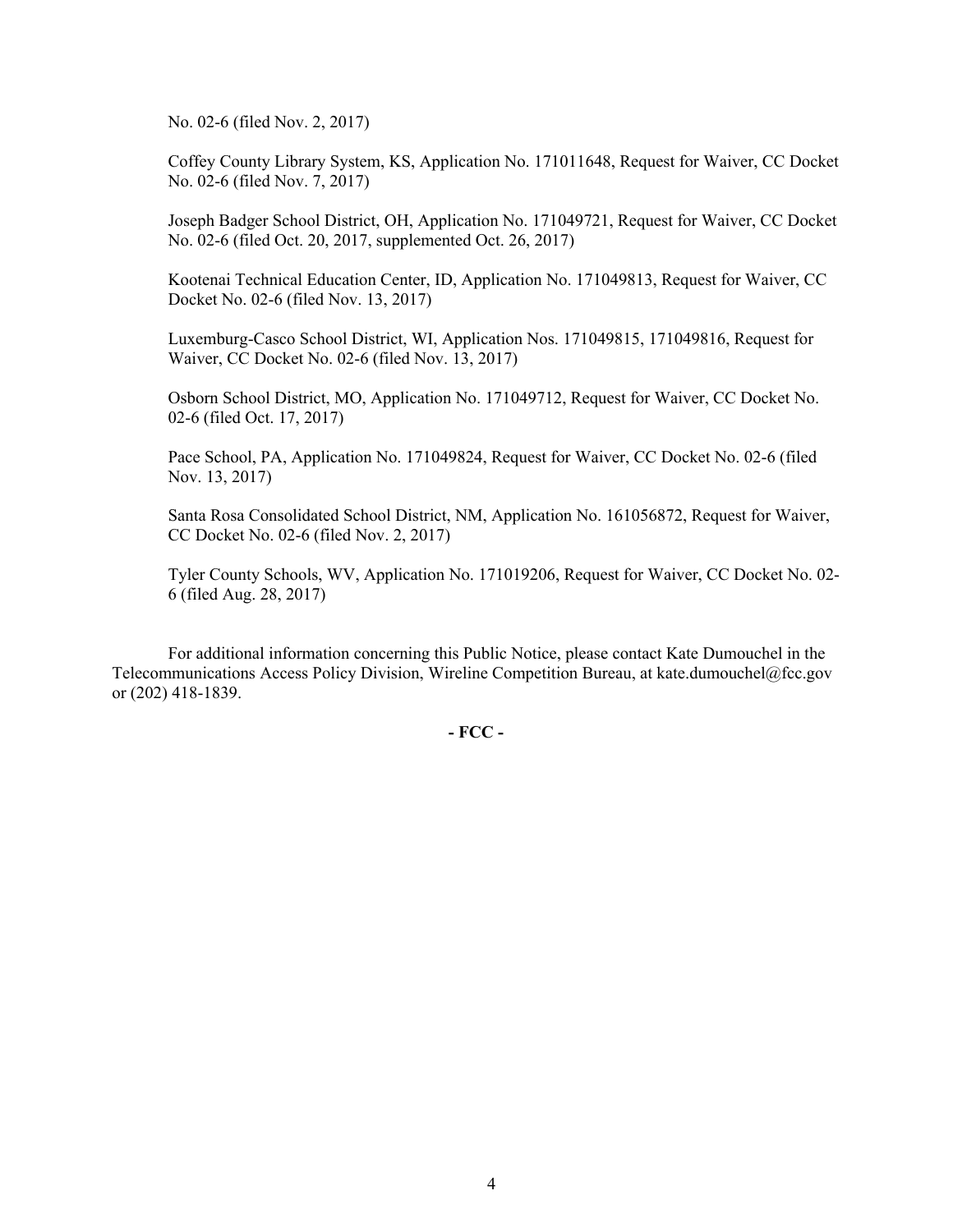No. 02-6 (filed Nov. 2, 2017)

Coffey County Library System, KS, Application No. 171011648, Request for Waiver, CC Docket No. 02-6 (filed Nov. 7, 2017)

Joseph Badger School District, OH, Application No. 171049721, Request for Waiver, CC Docket No. 02-6 (filed Oct. 20, 2017, supplemented Oct. 26, 2017)

Kootenai Technical Education Center, ID, Application No. 171049813, Request for Waiver, CC Docket No. 02-6 (filed Nov. 13, 2017)

Luxemburg-Casco School District, WI, Application Nos. 171049815, 171049816, Request for Waiver, CC Docket No. 02-6 (filed Nov. 13, 2017)

Osborn School District, MO, Application No. 171049712, Request for Waiver, CC Docket No. 02-6 (filed Oct. 17, 2017)

Pace School, PA, Application No. 171049824, Request for Waiver, CC Docket No. 02-6 (filed Nov. 13, 2017)

Santa Rosa Consolidated School District, NM, Application No. 161056872, Request for Waiver, CC Docket No. 02-6 (filed Nov. 2, 2017)

Tyler County Schools, WV, Application No. 171019206, Request for Waiver, CC Docket No. 02-6 (filed Aug. 28, 2017)

For additional information concerning this Public Notice, please contact Kate Dumouchel in the Telecommunications Access Policy Division, Wireline Competition Bureau, at kate.dumouchel@fcc.gov or (202) 418-1839.

**- FCC -**